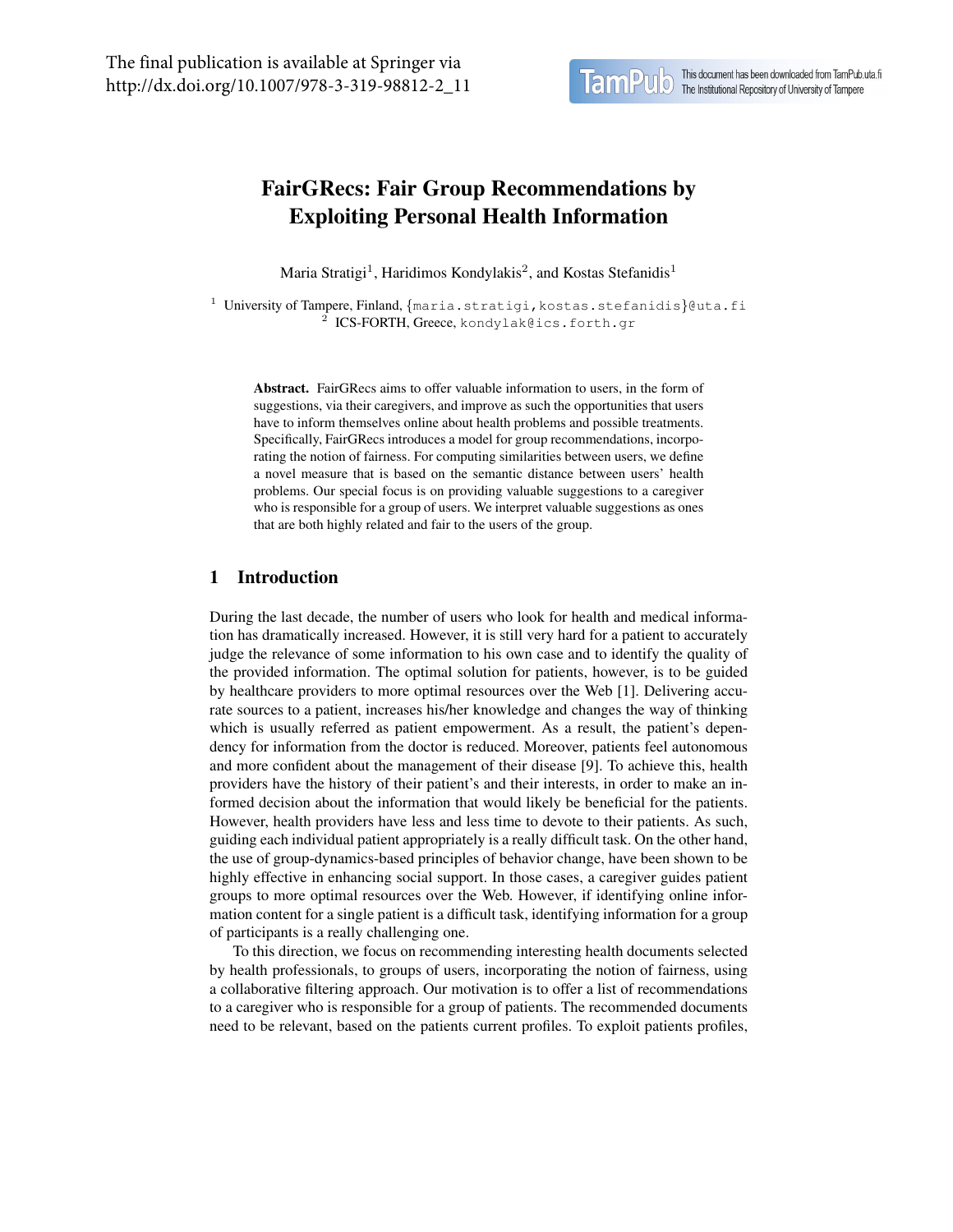The final publication is available at Springer via http://dx.doi.org/10.1007/978-3-319-98812-2_11

# FairGRecs: Fair Group Recommendations by Exploiting Personal Health Information

Maria Stratigi[1], Haridimos Kondylakis[2], and Kostas Stefanidis[1]

[1] University of Tampere, Finland, {maria.stratigi,kostas.stefanidis}@uta.fi
[2] ICS-FORTH, Greece, kondylak@ics.forth.gr

**Abstract.** FairGRecs aims to offer valuable information to users, in the form of suggestions, via their caregivers, and improve as such the opportunities that users have to inform themselves online about health problems and possible treatments. Specifically, FairGRecs introduces a model for group recommendations, incorporating the notion of fairness. For computing similarities between users, we define a novel measure that is based on the semantic distance between users' health problems. Our special focus is on providing valuable suggestions to a caregiver who is responsible for a group of users. We interpret valuable suggestions as ones that are both highly related and fair to the users of the group.

## 1 Introduction

During the last decade, the number of users who look for health and medical information has dramatically increased. However, it is still very hard for a patient to accurately judge the relevance of some information to his own case and to identify the quality of the provided information. The optimal solution for patients, however, is to be guided by healthcare providers to more optimal resources over the Web [1]. Delivering accurate sources to a patient, increases his/her knowledge and changes the way of thinking which is usually referred as patient empowerment. As a result, the patient's dependency for information from the doctor is reduced. Moreover, patients feel autonomous and more confident about the management of their disease [9]. To achieve this, health providers have the history of their patient's and their interests, in order to make an informed decision about the information that would likely be beneficial for the patients. However, health providers have less and less time to devote to their patients. As such, guiding each individual patient appropriately is a really difficult task. On the other hand, the use of group-dynamics-based principles of behavior change, have been shown to be highly effective in enhancing social support. In those cases, a caregiver guides patient groups to more optimal resources over the Web. However, if identifying online information content for a single patient is a difficult task, identifying information for a group of participants is a really challenging one.

To this direction, we focus on recommending interesting health documents selected by health professionals, to groups of users, incorporating the notion of fairness, using a collaborative filtering approach. Our motivation is to offer a list of recommendations to a caregiver who is responsible for a group of patients. The recommended documents need to be relevant, based on the patients current profiles. To exploit patients profiles,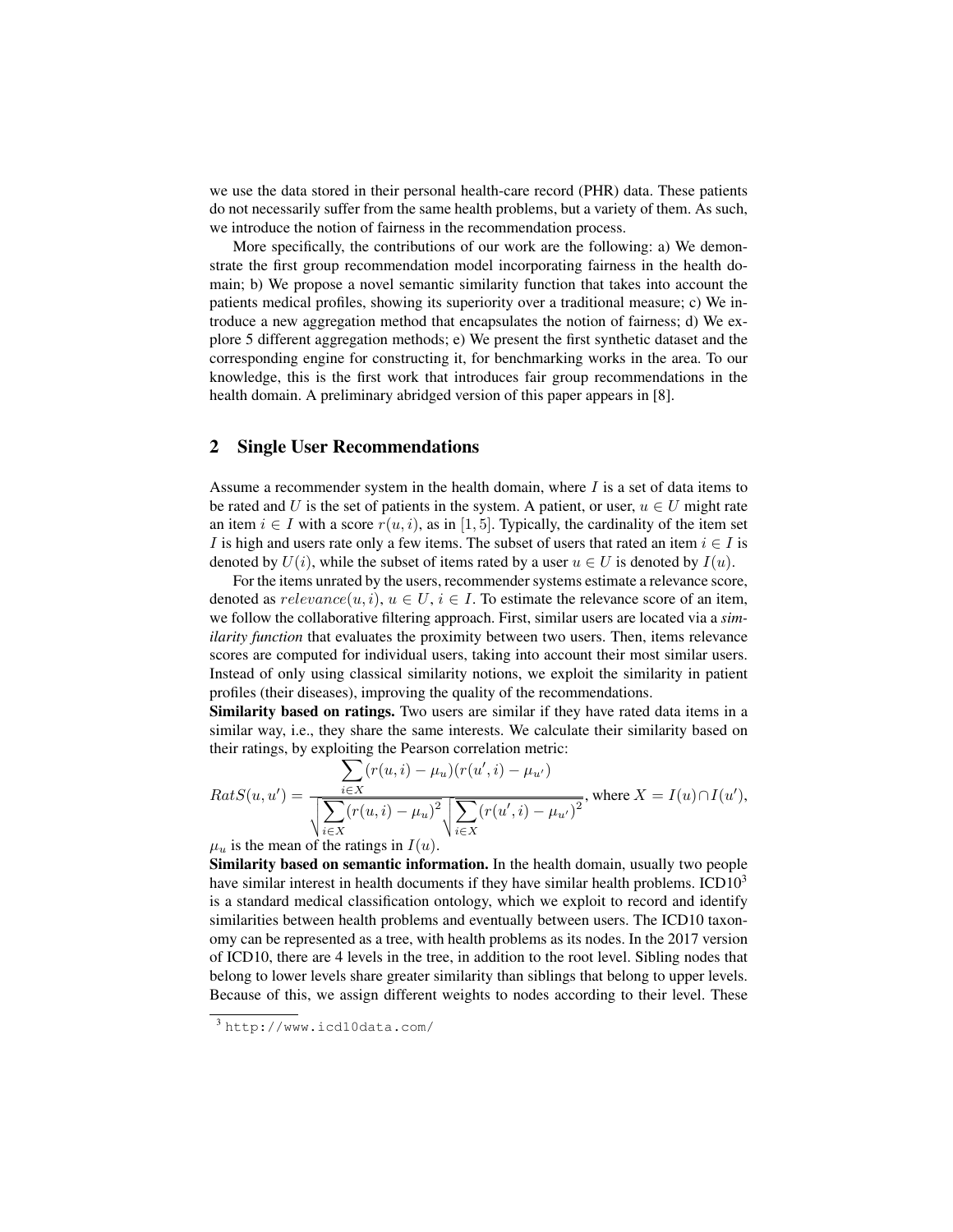we use the data stored in their personal health-care record (PHR) data. These patients do not necessarily suffer from the same health problems, but a variety of them. As such, we introduce the notion of fairness in the recommendation process.

More specifically, the contributions of our work are the following: a) We demonstrate the first group recommendation model incorporating fairness in the health domain; b) We propose a novel semantic similarity function that takes into account the patients medical profiles, showing its superiority over a traditional measure; c) We introduce a new aggregation method that encapsulates the notion of fairness; d) We explore 5 different aggregation methods; e) We present the first synthetic dataset and the corresponding engine for constructing it, for benchmarking works in the area. To our knowledge, this is the first work that introduces fair group recommendations in the health domain. A preliminary abridged version of this paper appears in [8].

## 2 Single User Recommendations

Assume a recommender system in the health domain, where $I$ is a set of data items to be rated and $U$ is the set of patients in the system. A patient, or user, $u \in U$ might rate an item $i \in I$ with a score $r(u, i)$, as in $[1, 5]$. Typically, the cardinality of the item set $I$ is high and users rate only a few items. The subset of users that rated an item $i \in I$ is denoted by $U(i)$, while the subset of items rated by a user $u \in U$ is denoted by $I(u)$.

For the items unrated by the users, recommender systems estimate a relevance score, denoted as $relevance(u, i)$, $u \in U$, $i \in I$. To estimate the relevance score of an item, we follow the collaborative filtering approach. First, similar users are located via a *similarity function* that evaluates the proximity between two users. Then, items relevance scores are computed for individual users, taking into account their most similar users. Instead of only using classical similarity notions, we exploit the similarity in patient profiles (their diseases), improving the quality of the recommendations.

**Similarity based on ratings.** Two users are similar if they have rated data items in a similar way, i.e., they share the same interests. We calculate their similarity based on their ratings, by exploiting the Pearson correlation metric:

$$RatS(u, u') = \frac{\sum_{i \in X} (r(u,i) - \mu_u)(r(u',i) - \mu_{u'})}{\sqrt{\sum_{i \in X} (r(u,i) - \mu_u)^2} \sqrt{\sum_{i \in X} (r(u',i) - \mu_{u'})^2}}, \text{ where } X = I(u) \cap I(u'),$$

$\mu_u$ is the mean of the ratings in $I(u)$.

**Similarity based on semantic information.** In the health domain, usually two people have similar interest in health documents if they have similar health problems. ICD10[3] is a standard medical classification ontology, which we exploit to record and identify similarities between health problems and eventually between users. The ICD10 taxonomy can be represented as a tree, with health problems as its nodes. In the 2017 version of ICD10, there are 4 levels in the tree, in addition to the root level. Sibling nodes that belong to lower levels share greater similarity than siblings that belong to upper levels. Because of this, we assign different weights to nodes according to their level. These

[3] http://www.icd10data.com/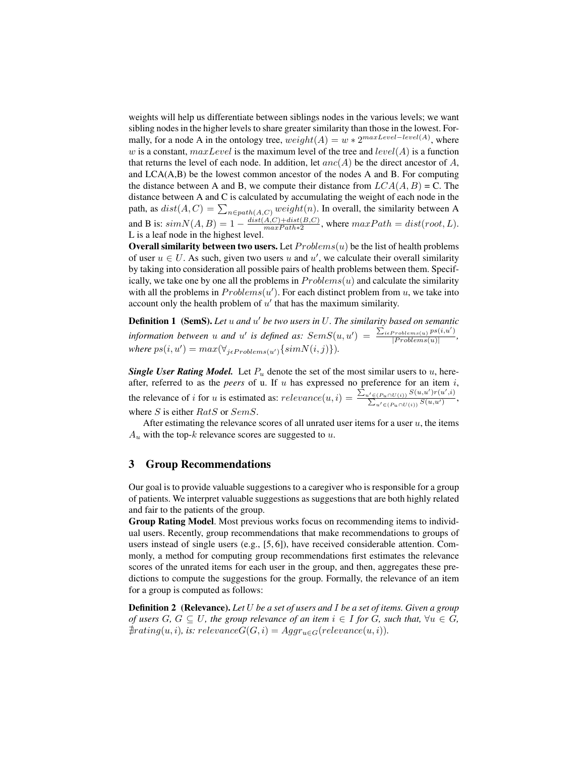weights will help us differentiate between siblings nodes in the various levels; we want sibling nodes in the higher levels to share greater similarity than those in the lowest. Formally, for a node A in the ontology tree, $weight(A) = w * 2^{maxLevel - level(A)}$, where $w$ is a constant, $maxLevel$ is the maximum level of the tree and $level(A)$ is a function that returns the level of each node. In addition, let $anc(A)$ be the direct ancestor of $A$, and LCA(A,B) be the lowest common ancestor of the nodes A and B. For computing the distance between A and B, we compute their distance from $LCA(A, B)$ = C. The distance between A and C is calculated by accumulating the weight of each node in the path, as $dist(A, C) = \sum_{n \in path(A,C)} weight(n)$. In overall, the similarity between A and B is: $simN(A, B) = 1 - \frac{dist(A,C) + dist(B,C)}{maxPath * 2}$, where $maxPath = dist(root, L)$. L is a leaf node in the highest level.

**Overall similarity between two users.** Let $Problems(u)$ be the list of health problems of user $u \in U$. As such, given two users $u$ and $u'$, we calculate their overall similarity by taking into consideration all possible pairs of health problems between them. Specifically, we take one by one all the problems in $Problems(u)$ and calculate the similarity with all the problems in $Problems(u')$. For each distinct problem from $u$, we take into account only the health problem of $u'$ that has the maximum similarity.

**Definition 1 (SemS).** *Let $u$ and $u'$ be two users in $U$. The similarity based on semantic information between $u$ and $u'$ is defined as: $SemS(u, u') = \frac{\sum_{i \epsilon Problems(u)} ps(i, u')}{|Problems(u)|}$, where $ps(i, u') = max(\forall_{j \epsilon Problems(u')} \{simN(i, j)\})$.*

***Single User Rating Model.*** Let $P_u$ denote the set of the most similar users to $u$, hereafter, referred to as the *peers* of u. If $u$ has expressed no preference for an item $i$, the relevance of $i$ for $u$ is estimated as: $relevance(u, i) = \frac{\sum_{u' \in (P_u \cap U(i))} S(u, u') r(u', i)}{\sum_{u' \in (P_u \cap U(i))} S(u, u')}$, where $S$ is either $RatS$ or $SemS$.

After estimating the relevance scores of all unrated user items for a user $u$, the items $A_u$ with the top-$k$ relevance scores are suggested to $u$.

## 3 Group Recommendations

Our goal is to provide valuable suggestions to a caregiver who is responsible for a group of patients. We interpret valuable suggestions as suggestions that are both highly related and fair to the patients of the group.

**Group Rating Model**. Most previous works focus on recommending items to individual users. Recently, group recommendations that make recommendations to groups of users instead of single users (e.g., [5, 6]), have received considerable attention. Commonly, a method for computing group recommendations first estimates the relevance scores of the unrated items for each user in the group, and then, aggregates these predictions to compute the suggestions for the group. Formally, the relevance of an item for a group is computed as follows:

**Definition 2 (Relevance).** *Let $U$ be a set of users and $I$ be a set of items. Given a group of users $G$, $G \subseteq U$, the group relevance of an item $i \in I$ for $G$, such that, $\forall u \in G$, $\nexists rating(u, i)$, is: $relevanceG(G, i) = Aggr_{u \in G}(relevance(u, i))$.*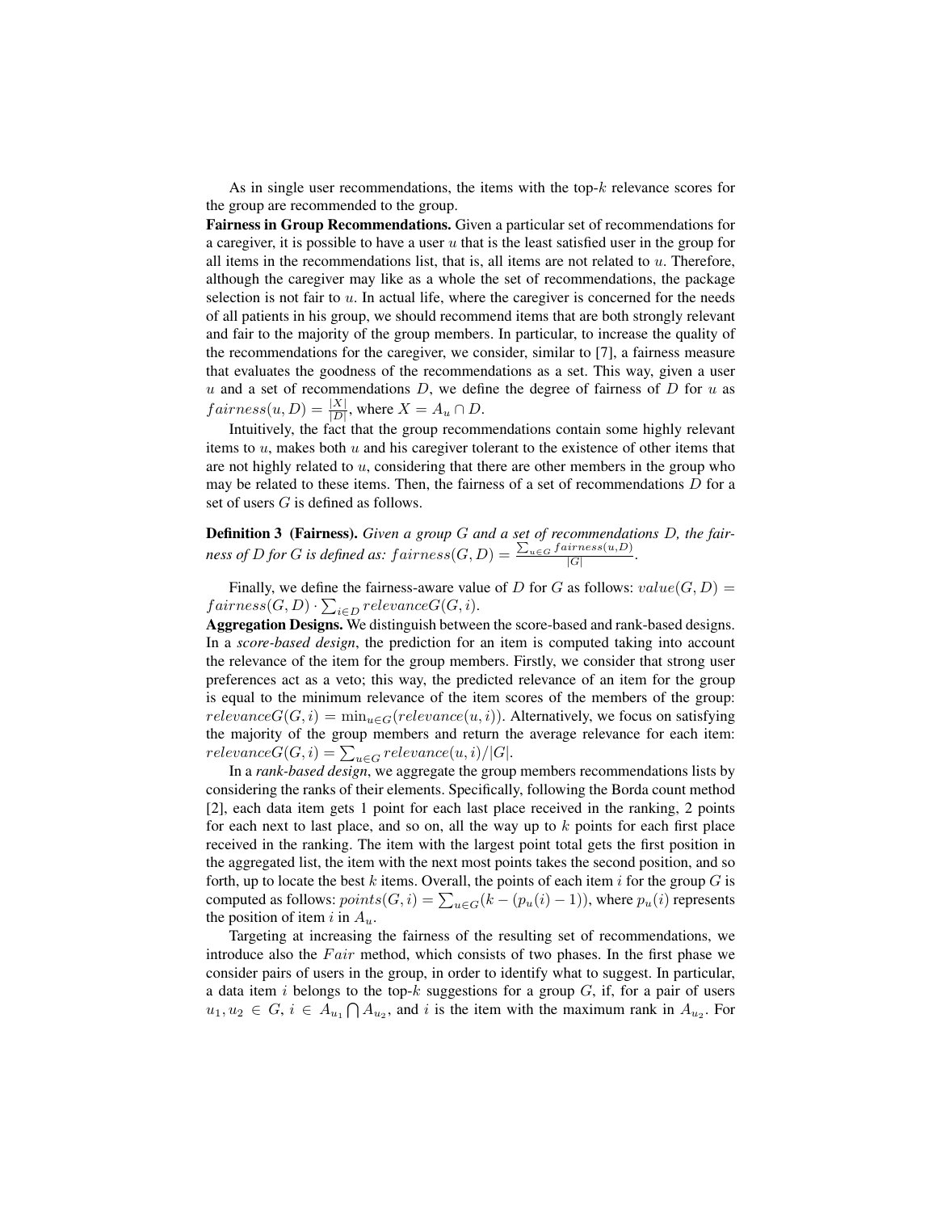As in single user recommendations, the items with the top-$k$ relevance scores for the group are recommended to the group.

**Fairness in Group Recommendations.** Given a particular set of recommendations for a caregiver, it is possible to have a user $u$ that is the least satisfied user in the group for all items in the recommendations list, that is, all items are not related to $u$. Therefore, although the caregiver may like as a whole the set of recommendations, the package selection is not fair to $u$. In actual life, where the caregiver is concerned for the needs of all patients in his group, we should recommend items that are both strongly relevant and fair to the majority of the group members. In particular, to increase the quality of the recommendations for the caregiver, we consider, similar to [7], a fairness measure that evaluates the goodness of the recommendations as a set. This way, given a user $u$ and a set of recommendations $D$, we define the degree of fairness of $D$ for $u$ as $fairness(u, D) = \frac{|X|}{|D|}$, where $X = A_u \cap D$.

Intuitively, the fact that the group recommendations contain some highly relevant items to $u$, makes both $u$ and his caregiver tolerant to the existence of other items that are not highly related to $u$, considering that there are other members in the group who may be related to these items. Then, the fairness of a set of recommendations $D$ for a set of users $G$ is defined as follows.

**Definition 3 (Fairness).** *Given a group $G$ and a set of recommendations $D$, the fairness of $D$ for $G$ is defined as:* $fairness(G, D) = \frac{\sum_{u \in G} fairness(u,D)}{|G|}$.

Finally, we define the fairness-aware value of $D$ for $G$ as follows: $value(G, D) = fairness(G, D) \cdot \sum_{i \in D} relevanceG(G, i)$.

**Aggregation Designs.** We distinguish between the score-based and rank-based designs. In a *score-based design*, the prediction for an item is computed taking into account the relevance of the item for the group members. Firstly, we consider that strong user preferences act as a veto; this way, the predicted relevance of an item for the group is equal to the minimum relevance of the item scores of the members of the group: $relevanceG(G, i) = \min_{u \in G}(relevance(u, i))$. Alternatively, we focus on satisfying the majority of the group members and return the average relevance for each item: $relevanceG(G, i) = \sum_{u \in G} relevance(u, i)/|G|$.

In a *rank-based design*, we aggregate the group members recommendations lists by considering the ranks of their elements. Specifically, following the Borda count method [2], each data item gets 1 point for each last place received in the ranking, 2 points for each next to last place, and so on, all the way up to $k$ points for each first place received in the ranking. The item with the largest point total gets the first position in the aggregated list, the item with the next most points takes the second position, and so forth, up to locate the best $k$ items. Overall, the points of each item $i$ for the group $G$ is computed as follows: $points(G, i) = \sum_{u \in G}(k - (p_u(i) - 1))$, where $p_u(i)$ represents the position of item $i$ in $A_u$.

Targeting at increasing the fairness of the resulting set of recommendations, we introduce also the $Fair$ method, which consists of two phases. In the first phase we consider pairs of users in the group, in order to identify what to suggest. In particular, a data item $i$ belongs to the top-$k$ suggestions for a group $G$, if, for a pair of users $u_1, u_2 \in G$, $i \in A_{u_1} \bigcap A_{u_2}$, and $i$ is the item with the maximum rank in $A_{u_2}$. For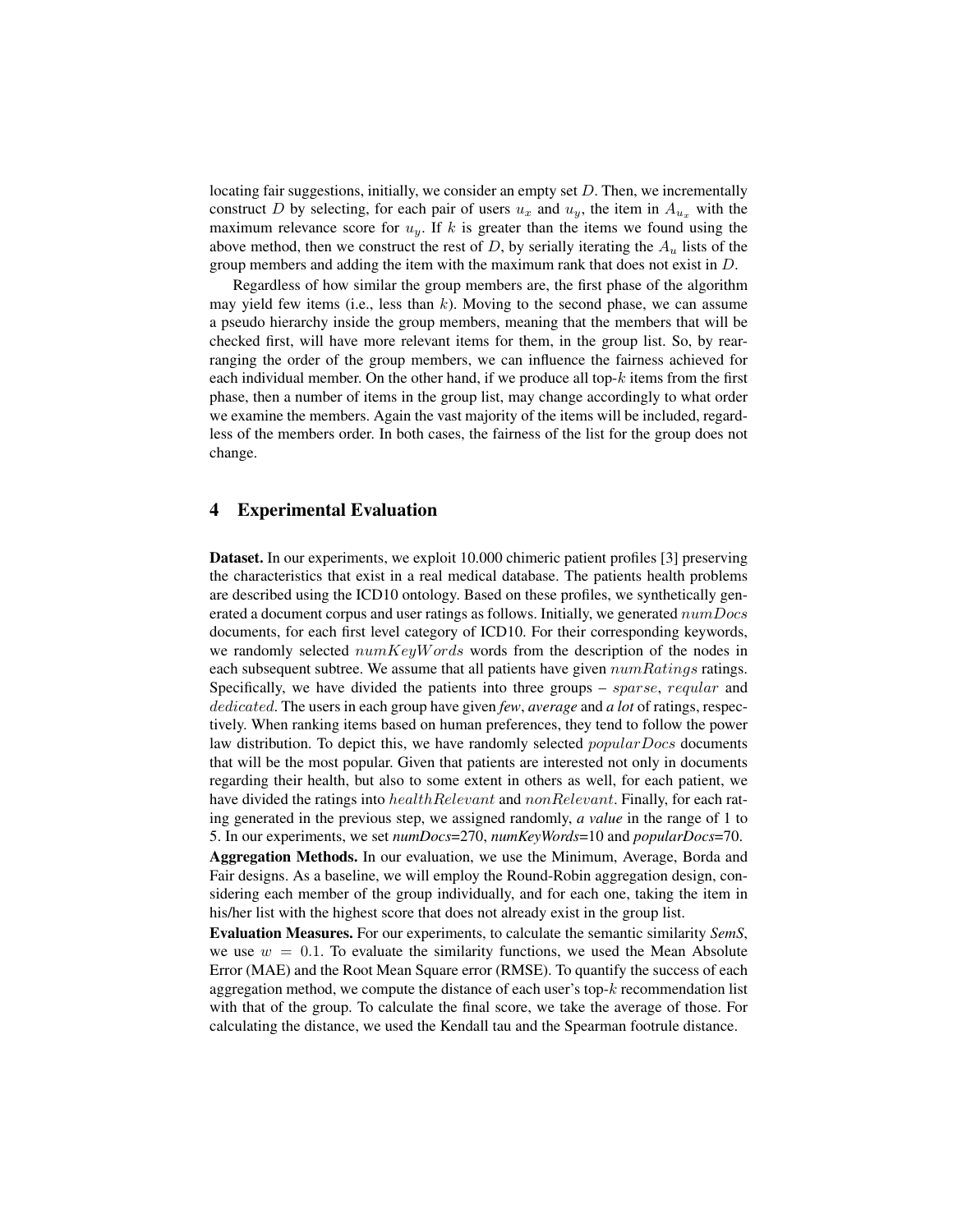locating fair suggestions, initially, we consider an empty set $D$. Then, we incrementally construct $D$ by selecting, for each pair of users $u_x$ and $u_y$, the item in $A_{u_x}$ with the maximum relevance score for $u_y$. If $k$ is greater than the items we found using the above method, then we construct the rest of $D$, by serially iterating the $A_u$ lists of the group members and adding the item with the maximum rank that does not exist in $D$.

Regardless of how similar the group members are, the first phase of the algorithm may yield few items (i.e., less than $k$). Moving to the second phase, we can assume a pseudo hierarchy inside the group members, meaning that the members that will be checked first, will have more relevant items for them, in the group list. So, by rearranging the order of the group members, we can influence the fairness achieved for each individual member. On the other hand, if we produce all top-$k$ items from the first phase, then a number of items in the group list, may change accordingly to what order we examine the members. Again the vast majority of the items will be included, regardless of the members order. In both cases, the fairness of the list for the group does not change.

## 4 Experimental Evaluation

**Dataset.** In our experiments, we exploit 10.000 chimeric patient profiles [3] preserving the characteristics that exist in a real medical database. The patients health problems are described using the ICD10 ontology. Based on these profiles, we synthetically generated a document corpus and user ratings as follows. Initially, we generated $numDocs$ documents, for each first level category of ICD10. For their corresponding keywords, we randomly selected $numKeyWords$ words from the description of the nodes in each subsequent subtree. We assume that all patients have given $numRatings$ ratings. Specifically, we have divided the patients into three groups – $sparse$, $reqular$ and $dedicated$. The users in each group have given ***few***, ***average*** and ***a lot*** of ratings, respectively. When ranking items based on human preferences, they tend to follow the power law distribution. To depict this, we have randomly selected $popularDocs$ documents that will be the most popular. Given that patients are interested not only in documents regarding their health, but also to some extent in others as well, for each patient, we have divided the ratings into $healthRelevant$ and $nonRelevant$. Finally, for each rating generated in the previous step, we assigned randomly, ***a value*** in the range of 1 to 5. In our experiments, we set ***numDocs***=270, ***numKeyWords***=10 and ***popularDocs***=70.

**Aggregation Methods.** In our evaluation, we use the Minimum, Average, Borda and Fair designs. As a baseline, we will employ the Round-Robin aggregation design, considering each member of the group individually, and for each one, taking the item in his/her list with the highest score that does not already exist in the group list.

**Evaluation Measures.** For our experiments, to calculate the semantic similarity ***SemS***, we use $w = 0.1$. To evaluate the similarity functions, we used the Mean Absolute Error (MAE) and the Root Mean Square error (RMSE). To quantify the success of each aggregation method, we compute the distance of each user's top-$k$ recommendation list with that of the group. To calculate the final score, we take the average of those. For calculating the distance, we used the Kendall tau and the Spearman footrule distance.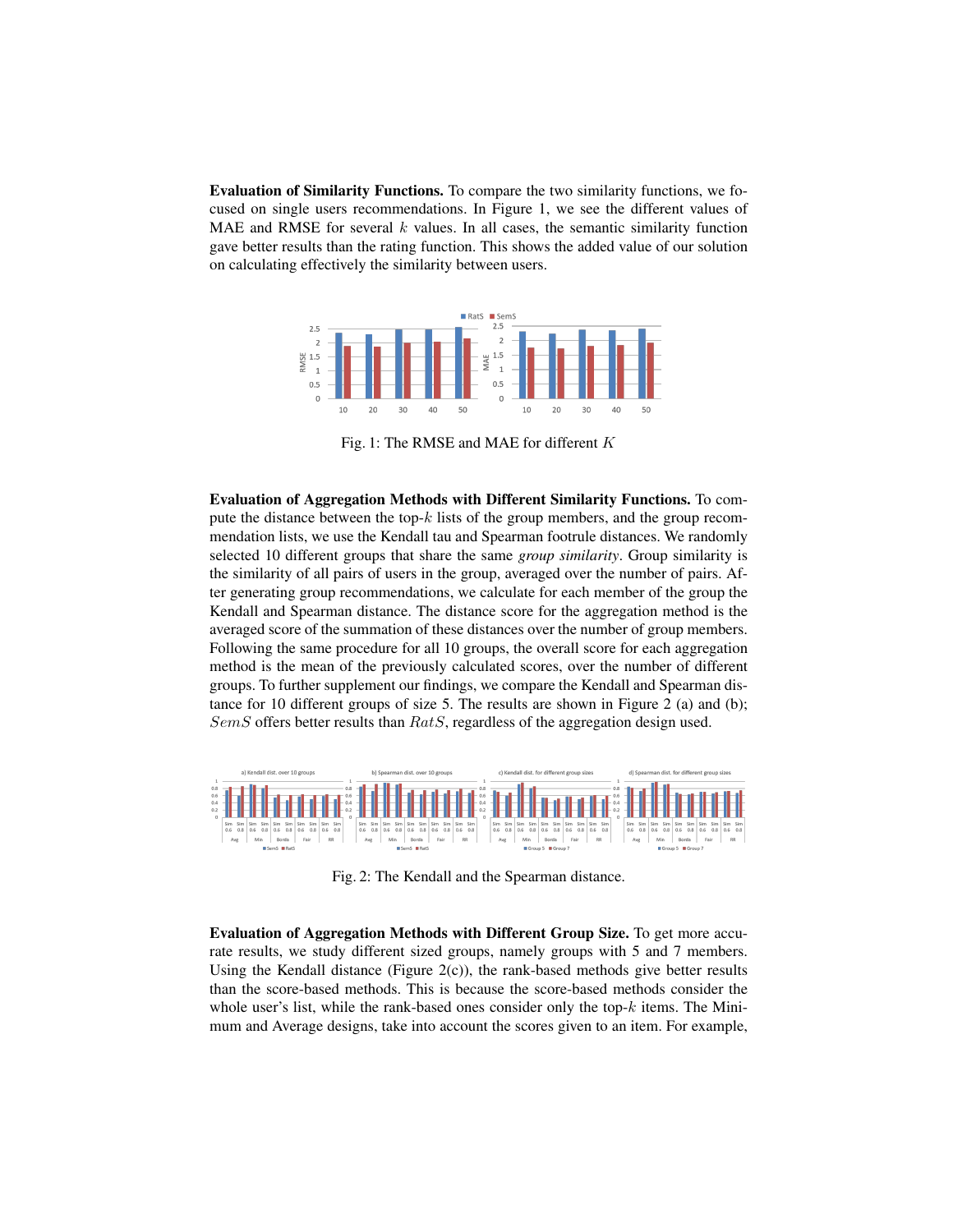**Evaluation of Similarity Functions.** To compare the two similarity functions, we focused on single users recommendations. In Figure 1, we see the different values of MAE and RMSE for several $k$ values. In all cases, the semantic similarity function gave better results than the rating function. This shows the added value of our solution on calculating effectively the similarity between users.

Fig. 1: The RMSE and MAE for different $K$

**Evaluation of Aggregation Methods with Different Similarity Functions.** To compute the distance between the top-$k$ lists of the group members, and the group recommendation lists, we use the Kendall tau and Spearman footrule distances. We randomly selected 10 different groups that share the same *group similarity*. Group similarity is the similarity of all pairs of users in the group, averaged over the number of pairs. After generating group recommendations, we calculate for each member of the group the Kendall and Spearman distance. The distance score for the aggregation method is the averaged score of the summation of these distances over the number of group members. Following the same procedure for all 10 groups, the overall score for each aggregation method is the mean of the previously calculated scores, over the number of different groups. To further supplement our findings, we compare the Kendall and Spearman distance for 10 different groups of size 5. The results are shown in Figure 2 (a) and (b); $SemS$ offers better results than $RatS$, regardless of the aggregation design used.

Fig. 2: The Kendall and the Spearman distance.

**Evaluation of Aggregation Methods with Different Group Size.** To get more accurate results, we study different sized groups, namely groups with 5 and 7 members. Using the Kendall distance (Figure 2(c)), the rank-based methods give better results than the score-based methods. This is because the score-based methods consider the whole user's list, while the rank-based ones consider only the top-$k$ items. The Minimum and Average designs, take into account the scores given to an item. For example,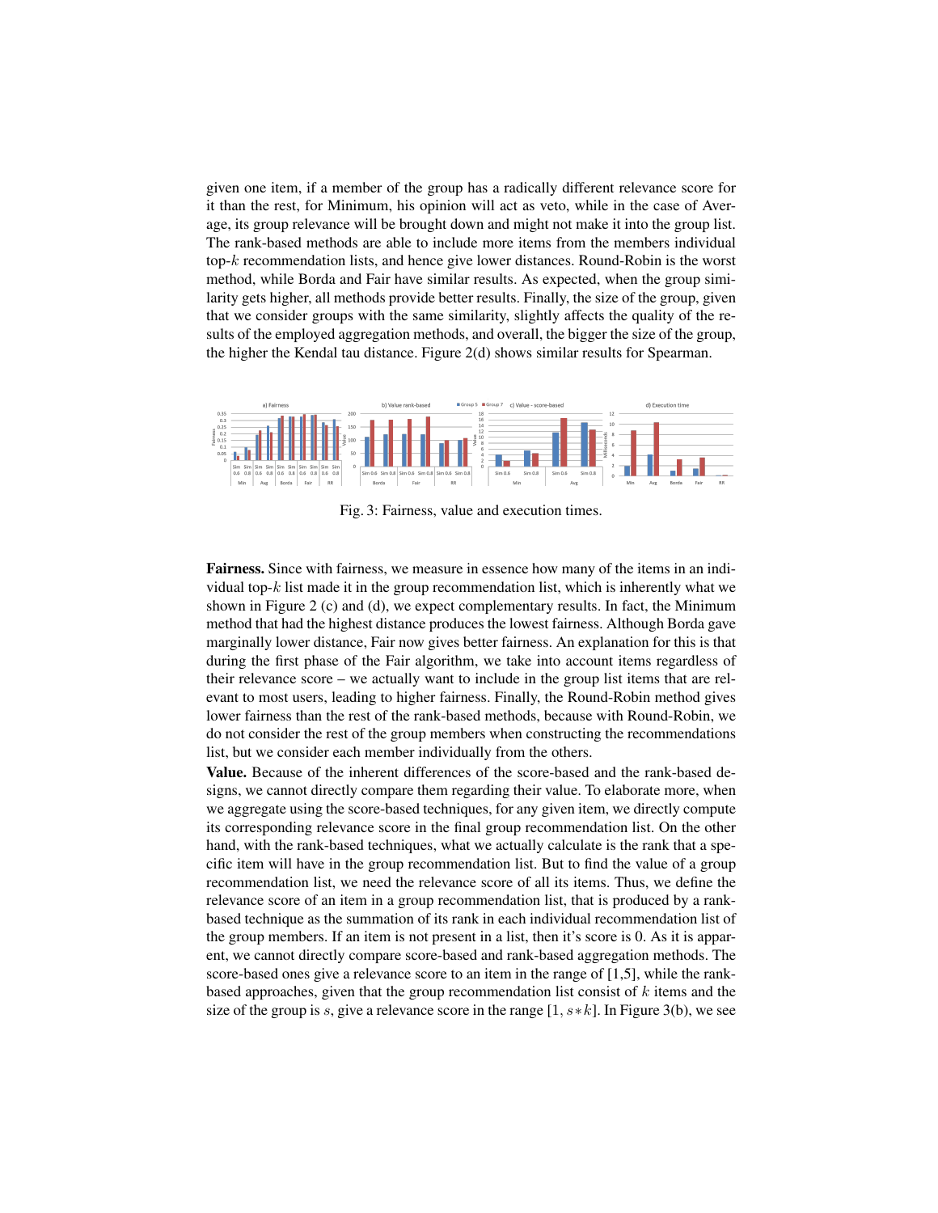given one item, if a member of the group has a radically different relevance score for it than the rest, for Minimum, his opinion will act as veto, while in the case of Average, its group relevance will be brought down and might not make it into the group list. The rank-based methods are able to include more items from the members individual top-$k$ recommendation lists, and hence give lower distances. Round-Robin is the worst method, while Borda and Fair have similar results. As expected, when the group similarity gets higher, all methods provide better results. Finally, the size of the group, given that we consider groups with the same similarity, slightly affects the quality of the results of the employed aggregation methods, and overall, the bigger the size of the group, the higher the Kendal tau distance. Figure 2(d) shows similar results for Spearman.

a) Fairness
Fairness
0.35
0.3
0.25
0.2
0.15
0.1
0.05
0
Sim 0.6 Sim 0.8 Sim 0.6 Sim 0.8 Sim 0.6 Sim 0.8 Sim 0.6 Sim 0.8 Sim 0.6 Sim 0.8
Min Avg Borda Fair RR

b) Value rank-based
Value
200
150
100
50
0
Sim 0.6 Sim 0.8 Sim 0.6 Sim 0.8 Sim 0.6 Sim 0.8
Borda Fair RR

Group 5 Group 7

c) Value - score-based
Value
18
16
14
12
10
8
6
4
2
0
Sim 0.6 Sim 0.8 Sim 0.6 Sim 0.8
Min Avg

d) Execution time
Milliseconds
12
10
8
6
4
2
0
Min Avg Borda Fair RR

Fig. 3: Fairness, value and execution times.

**Fairness.** Since with fairness, we measure in essence how many of the items in an individual top-$k$ list made it in the group recommendation list, which is inherently what we shown in Figure 2 (c) and (d), we expect complementary results. In fact, the Minimum method that had the highest distance produces the lowest fairness. Although Borda gave marginally lower distance, Fair now gives better fairness. An explanation for this is that during the first phase of the Fair algorithm, we take into account items regardless of their relevance score – we actually want to include in the group list items that are relevant to most users, leading to higher fairness. Finally, the Round-Robin method gives lower fairness than the rest of the rank-based methods, because with Round-Robin, we do not consider the rest of the group members when constructing the recommendations list, but we consider each member individually from the others.

**Value.** Because of the inherent differences of the score-based and the rank-based designs, we cannot directly compare them regarding their value. To elaborate more, when we aggregate using the score-based techniques, for any given item, we directly compute its corresponding relevance score in the final group recommendation list. On the other hand, with the rank-based techniques, what we actually calculate is the rank that a specific item will have in the group recommendation list. But to find the value of a group recommendation list, we need the relevance score of all its items. Thus, we define the relevance score of an item in a group recommendation list, that is produced by a rank-based technique as the summation of its rank in each individual recommendation list of the group members. If an item is not present in a list, then it's score is 0. As it is apparent, we cannot directly compare score-based and rank-based aggregation methods. The score-based ones give a relevance score to an item in the range of [1,5], while the rank-based approaches, given that the group recommendation list consist of $k$ items and the size of the group is $s$, give a relevance score in the range $[1, s*k]$. In Figure 3(b), we see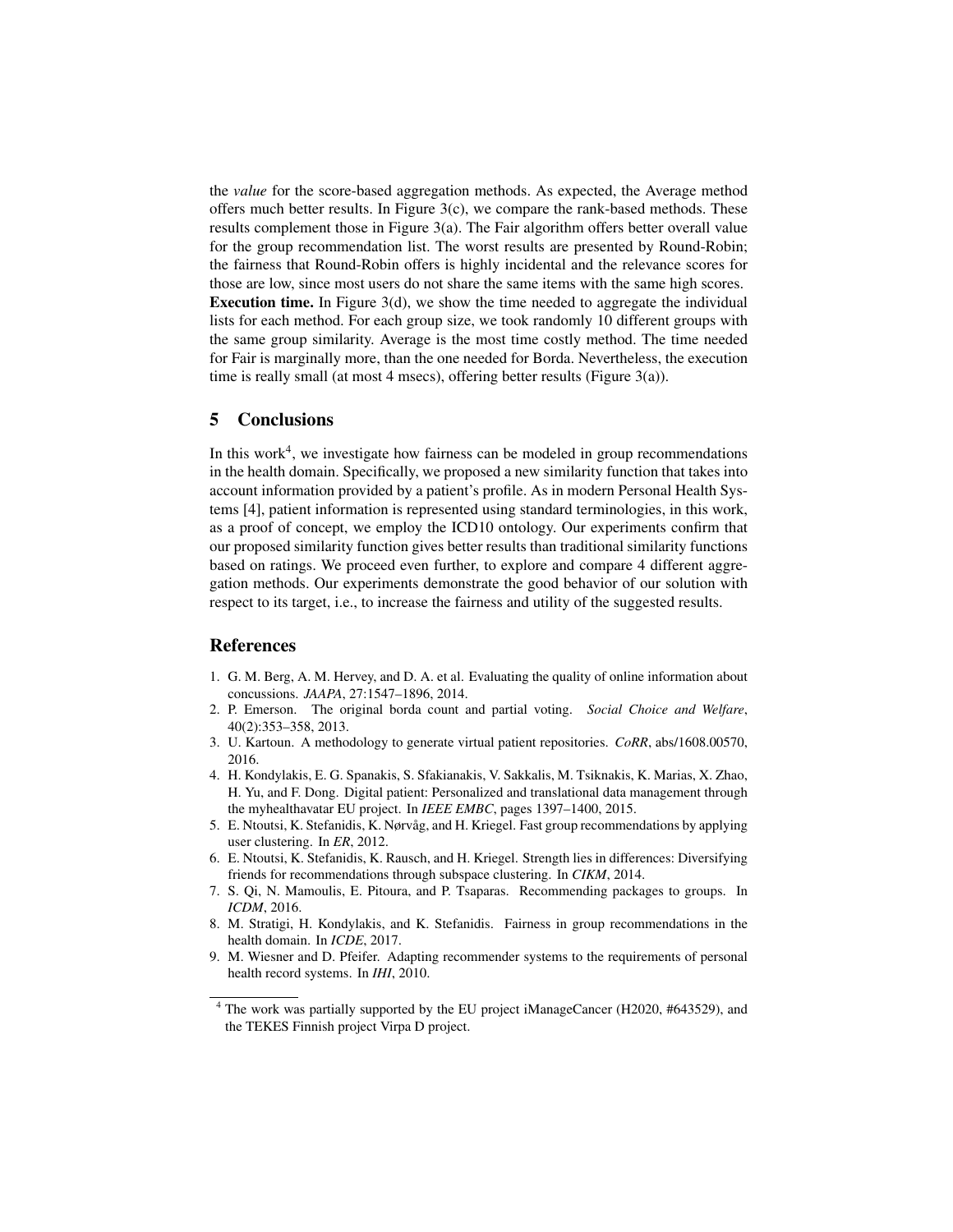the *value* for the score-based aggregation methods. As expected, the Average method offers much better results. In Figure 3(c), we compare the rank-based methods. These results complement those in Figure 3(a). The Fair algorithm offers better overall value for the group recommendation list. The worst results are presented by Round-Robin; the fairness that Round-Robin offers is highly incidental and the relevance scores for those are low, since most users do not share the same items with the same high scores.

**Execution time.** In Figure 3(d), we show the time needed to aggregate the individual lists for each method. For each group size, we took randomly 10 different groups with the same group similarity. Average is the most time costly method. The time needed for Fair is marginally more, than the one needed for Borda. Nevertheless, the execution time is really small (at most 4 msecs), offering better results (Figure 3(a)).

## 5 Conclusions

In this work[4], we investigate how fairness can be modeled in group recommendations in the health domain. Specifically, we proposed a new similarity function that takes into account information provided by a patient's profile. As in modern Personal Health Systems [4], patient information is represented using standard terminologies, in this work, as a proof of concept, we employ the ICD10 ontology. Our experiments confirm that our proposed similarity function gives better results than traditional similarity functions based on ratings. We proceed even further, to explore and compare 4 different aggregation methods. Our experiments demonstrate the good behavior of our solution with respect to its target, i.e., to increase the fairness and utility of the suggested results.

## References

1. G. M. Berg, A. M. Hervey, and D. A. et al. Evaluating the quality of online information about concussions. *JAAPA*, 27:1547–1896, 2014.
2. P. Emerson. The original borda count and partial voting. *Social Choice and Welfare*, 40(2):353–358, 2013.
3. U. Kartoun. A methodology to generate virtual patient repositories. *CoRR*, abs/1608.00570, 2016.
4. H. Kondylakis, E. G. Spanakis, S. Sfakianakis, V. Sakkalis, M. Tsiknakis, K. Marias, X. Zhao, H. Yu, and F. Dong. Digital patient: Personalized and translational data management through the myhealthavatar EU project. In *IEEE EMBC*, pages 1397–1400, 2015.
5. E. Ntoutsi, K. Stefanidis, K. Nørvåg, and H. Kriegel. Fast group recommendations by applying user clustering. In *ER*, 2012.
6. E. Ntoutsi, K. Stefanidis, K. Rausch, and H. Kriegel. Strength lies in differences: Diversifying friends for recommendations through subspace clustering. In *CIKM*, 2014.
7. S. Qi, N. Mamoulis, E. Pitoura, and P. Tsaparas. Recommending packages to groups. In *ICDM*, 2016.
8. M. Stratigi, H. Kondylakis, and K. Stefanidis. Fairness in group recommendations in the health domain. In *ICDE*, 2017.
9. M. Wiesner and D. Pfeifer. Adapting recommender systems to the requirements of personal health record systems. In *IHI*, 2010.

[4] The work was partially supported by the EU project iManageCancer (H2020, #643529), and the TEKES Finnish project Virpa D project.